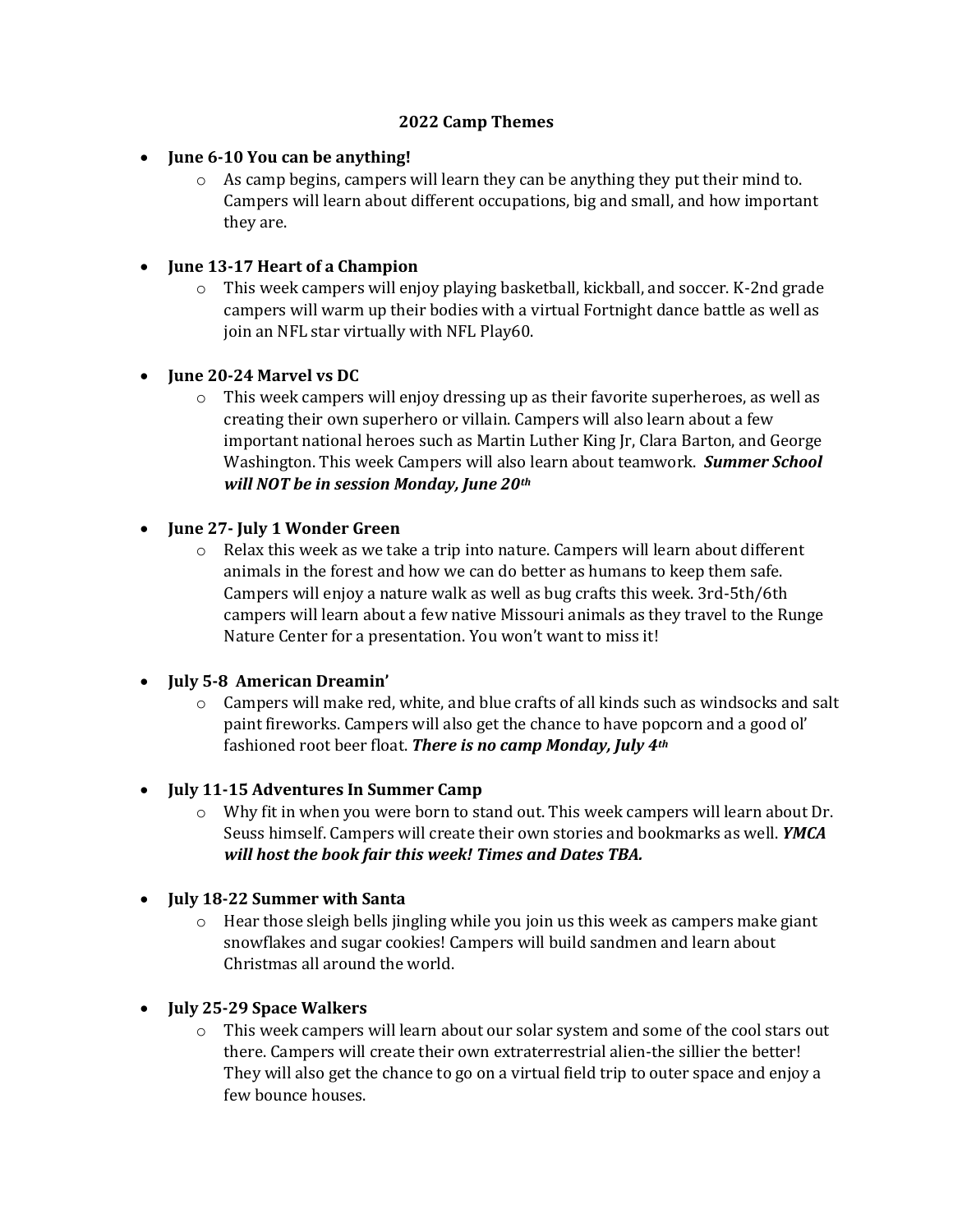# 2022 Camp Themes

- **June 6-10 You can be anything!**
  - As camp begins, campers will learn they can be anything they put their mind to. Campers will learn about different occupations, big and small, and how important they are.

- **June 13-17 Heart of a Champion**
  - This week campers will enjoy playing basketball, kickball, and soccer. K-2nd grade campers will warm up their bodies with a virtual Fortnight dance battle as well as join an NFL star virtually with NFL Play60.

- **June 20-24 Marvel vs DC**
  - This week campers will enjoy dressing up as their favorite superheroes, as well as creating their own superhero or villain. Campers will also learn about a few important national heroes such as Martin Luther King Jr, Clara Barton, and George Washington. This week Campers will also learn about teamwork. ***Summer School will NOT be in session Monday, June 20th***

- **June 27- July 1 Wonder Green**
  - Relax this week as we take a trip into nature. Campers will learn about different animals in the forest and how we can do better as humans to keep them safe. Campers will enjoy a nature walk as well as bug crafts this week. 3rd-5th/6th campers will learn about a few native Missouri animals as they travel to the Runge Nature Center for a presentation. You won't want to miss it!

- **July 5-8 American Dreamin'**
  - Campers will make red, white, and blue crafts of all kinds such as windsocks and salt paint fireworks. Campers will also get the chance to have popcorn and a good ol' fashioned root beer float. ***There is no camp Monday, July 4th***

- **July 11-15 Adventures In Summer Camp**
  - Why fit in when you were born to stand out. This week campers will learn about Dr. Seuss himself. Campers will create their own stories and bookmarks as well. ***YMCA will host the book fair this week! Times and Dates TBA.***

- **July 18-22 Summer with Santa**
  - Hear those sleigh bells jingling while you join us this week as campers make giant snowflakes and sugar cookies! Campers will build sandmen and learn about Christmas all around the world.

- **July 25-29 Space Walkers**
  - This week campers will learn about our solar system and some of the cool stars out there. Campers will create their own extraterrestrial alien-the sillier the better! They will also get the chance to go on a virtual field trip to outer space and enjoy a few bounce houses.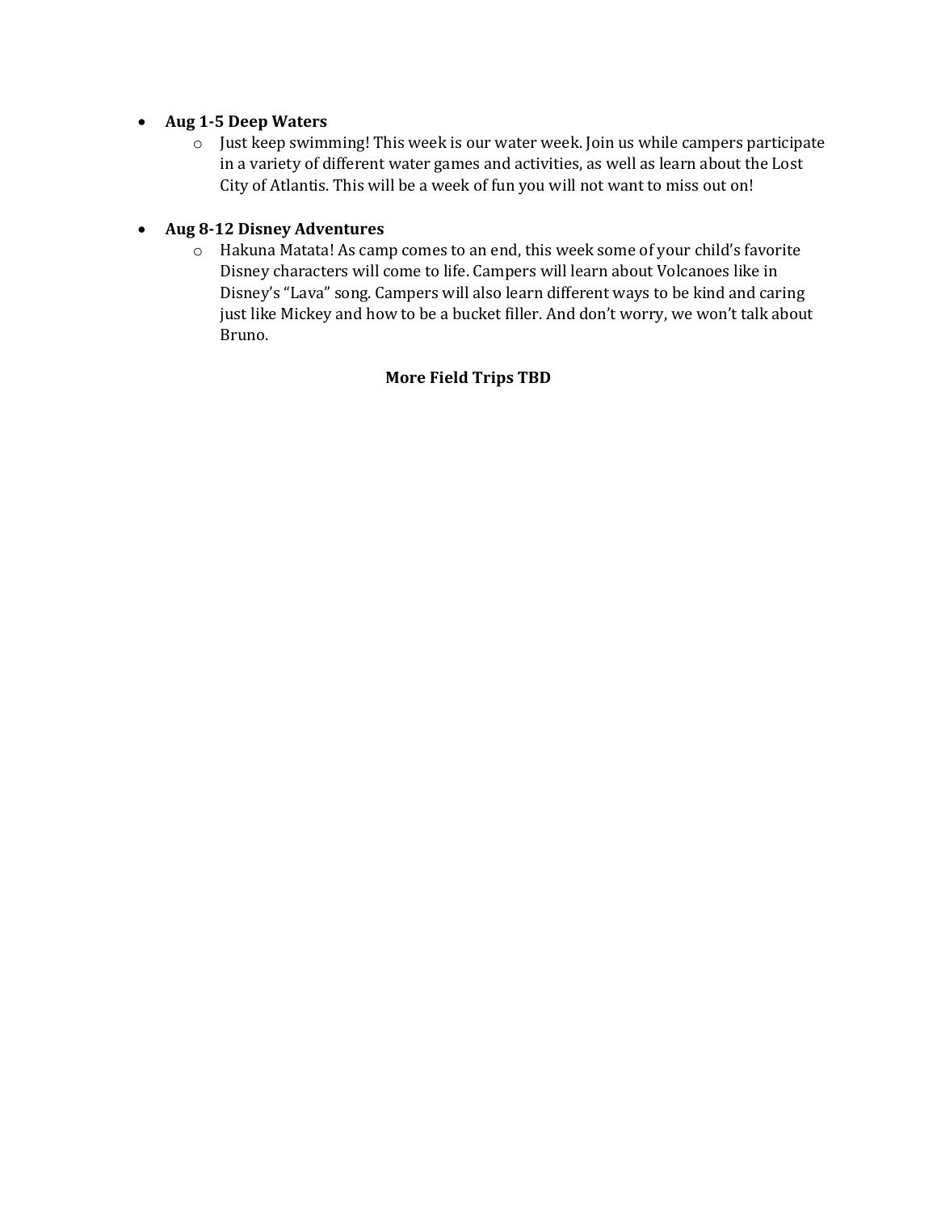- **Aug 1-5 Deep Waters**
    - Just keep swimming! This week is our water week. Join us while campers participate in a variety of different water games and activities, as well as learn about the Lost City of Atlantis. This will be a week of fun you will not want to miss out on!

- **Aug 8-12 Disney Adventures**
    - Hakuna Matata! As camp comes to an end, this week some of your child's favorite Disney characters will come to life. Campers will learn about Volcanoes like in Disney's "Lava" song. Campers will also learn different ways to be kind and caring just like Mickey and how to be a bucket filler. And don't worry, we won't talk about Bruno.

**More Field Trips TBD**